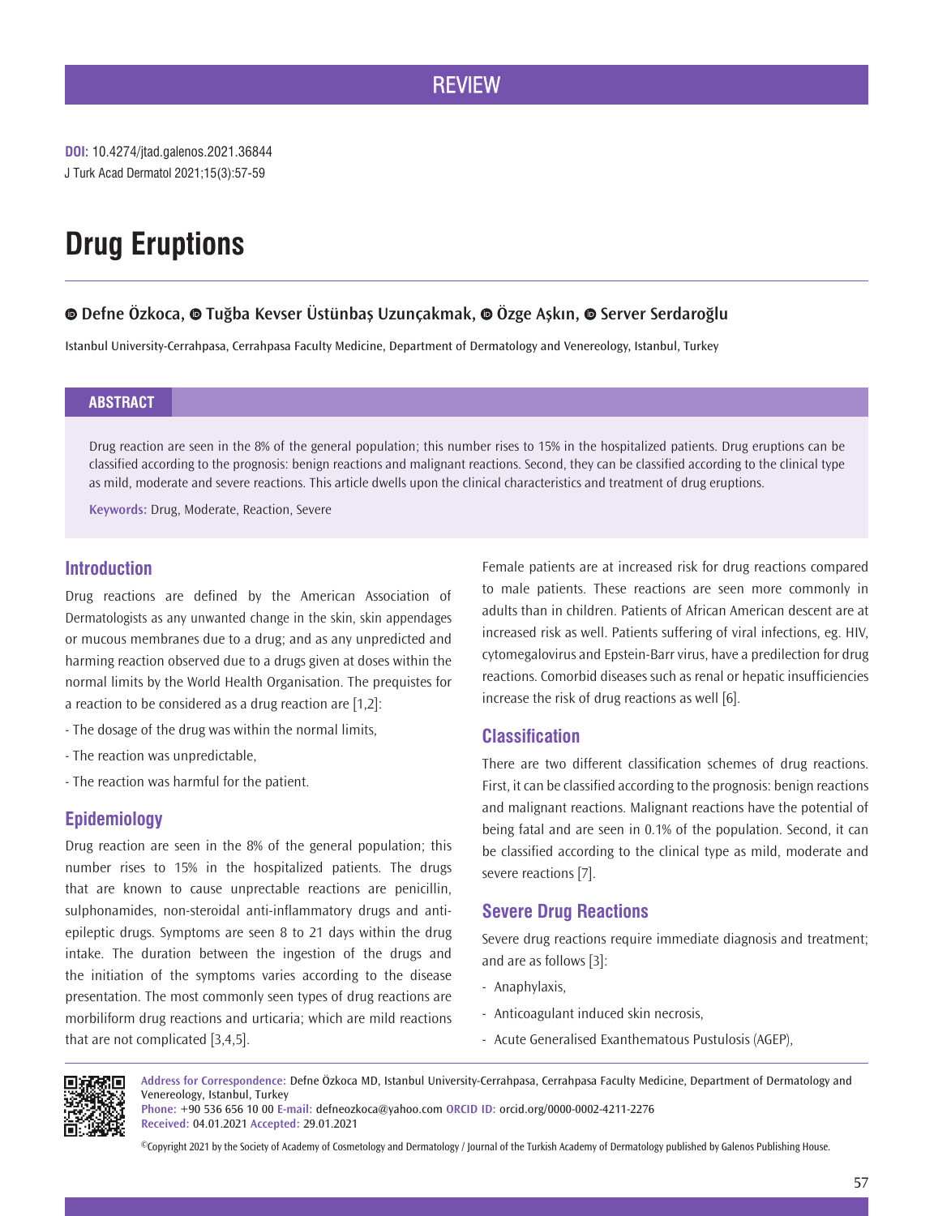REVIEW

**DOI:** 10.4274/jtad.galenos.2021.36844

J Turk Acad Dermatol 2021;15(3):57-59

# Drug Eruptions

**Defne Özkoca, Tuğba Kevser Üstünbaş Uzunçakmak, Özge Aşkın, Server Serdaroğlu**

Istanbul University-Cerrahpasa, Cerrahpasa Faculty Medicine, Department of Dermatology and Venereology, Istanbul, Turkey

## ABSTRACT

Drug reaction are seen in the 8% of the general population; this number rises to 15% in the hospitalized patients. Drug eruptions can be classified according to the prognosis: benign reactions and malignant reactions. Second, they can be classified according to the clinical type as mild, moderate and severe reactions. This article dwells upon the clinical characteristics and treatment of drug eruptions.

**Keywords:** Drug, Moderate, Reaction, Severe

## Introduction

Drug reactions are defined by the American Association of Dermatologists as any unwanted change in the skin, skin appendages or mucous membranes due to a drug; and as any unpredicted and harming reaction observed due to a drugs given at doses within the normal limits by the World Health Organisation. The prequistes for a reaction to be considered as a drug reaction are [1,2]:

- The dosage of the drug was within the normal limits,
- The reaction was unpredictable,
- The reaction was harmful for the patient.

## Epidemiology

Drug reaction are seen in the 8% of the general population; this number rises to 15% in the hospitalized patients. The drugs that are known to cause unprectable reactions are penicillin, sulphonamides, non-steroidal anti-inflammatory drugs and anti-epileptic drugs. Symptoms are seen 8 to 21 days within the drug intake. The duration between the ingestion of the drugs and the initiation of the symptoms varies according to the disease presentation. The most commonly seen types of drug reactions are morbiliform drug reactions and urticaria; which are mild reactions that are not complicated [3,4,5].

Female patients are at increased risk for drug reactions compared to male patients. These reactions are seen more commonly in adults than in children. Patients of African American descent are at increased risk as well. Patients suffering of viral infections, eg. HIV, cytomegalovirus and Epstein-Barr virus, have a predilection for drug reactions. Comorbid diseases such as renal or hepatic insufficiencies increase the risk of drug reactions as well [6].

## Classification

There are two different classification schemes of drug reactions. First, it can be classified according to the prognosis: benign reactions and malignant reactions. Malignant reactions have the potential of being fatal and are seen in 0.1% of the population. Second, it can be classified according to the clinical type as mild, moderate and severe reactions [7].

## Severe Drug Reactions

Severe drug reactions require immediate diagnosis and treatment; and are as follows [3]:

- Anaphylaxis,
- Anticoagulant induced skin necrosis,
- Acute Generalised Exanthematous Pustulosis (AGEP),

**Address for Correspondence:** Defne Özkoca MD, Istanbul University-Cerrahpasa, Cerrahpasa Faculty Medicine, Department of Dermatology and Venereology, Istanbul, Turkey

**Phone:** +90 536 656 10 00 **E-mail:** defneozkoca@yahoo.com **ORCID ID:** orcid.org/0000-0002-4211-2276

**Received:** 04.01.2021 **Accepted:** 29.01.2021

©Copyright 2021 by the Society of Academy of Cosmetology and Dermatology / Journal of the Turkish Academy of Dermatology published by Galenos Publishing House.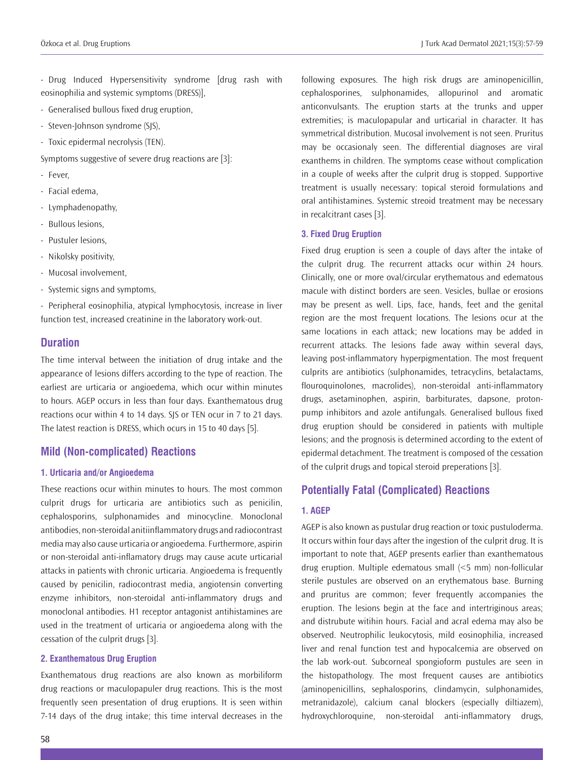- Drug Induced Hypersensitivity syndrome [drug rash with eosinophilia and systemic symptoms (DRESS)],
- Generalised bullous fixed drug eruption,
- Steven-Johnson syndrome (SJS),
- Toxic epidermal necrolysis (TEN).

Symptoms suggestive of severe drug reactions are [3]:

- Fever,
- Facial edema,
- Lymphadenopathy,
- Bullous lesions,
- Pustuler lesions,
- Nikolsky positivity,
- Mucosal involvement,
- Systemic signs and symptoms,
- Peripheral eosinophilia, atypical lymphocytosis, increase in liver function test, increased creatinine in the laboratory work-out.

## Duration

The time interval between the initiation of drug intake and the appearance of lesions differs according to the type of reaction. The earliest are urticaria or angioedema, which ocur within minutes to hours. AGEP occurs in less than four days. Exanthematous drug reactions ocur within 4 to 14 days. SJS or TEN ocur in 7 to 21 days. The latest reaction is DRESS, which ocurs in 15 to 40 days [5].

## Mild (Non-complicated) Reactions

### 1. Urticaria and/or Angioedema

These reactions ocur within minutes to hours. The most common culprit drugs for urticaria are antibiotics such as penicilin, cephalosporins, sulphonamides and minocycline. Monoclonal antibodies, non-steroidal anitiinflamatory drugs and radiocontrast media may also cause urticaria or angioedema. Furthermore, aspirin or non-steroidal anti-inflamatory drugs may cause acute urticarial attacks in patients with chronic urticaria. Angioedema is frequently caused by penicilin, radiocontrast media, angiotensin converting enzyme inhibitors, non-steroidal anti-inflammatory drugs and monoclonal antibodies. H1 receptor antagonist antihistamines are used in the treatment of urticaria or angioedema along with the cessation of the culprit drugs [3].

### 2. Exanthematous Drug Eruption

Exanthematous drug reactions are also known as morbiliform drug reactions or maculopapuler drug reactions. This is the most frequently seen presentation of drug eruptions. It is seen within 7-14 days of the drug intake; this time interval decreases in the following exposures. The high risk drugs are aminopenicillin, cephalosporines, sulphonamides, allopurinol and aromatic anticonvulsants. The eruption starts at the trunks and upper extremities; is maculopapular and urticarial in character. It has symmetrical distribution. Mucosal involvement is not seen. Pruritus may be occasionaly seen. The differential diagnoses are viral exanthems in children. The symptoms cease without complication in a couple of weeks after the culprit drug is stopped. Supportive treatment is usually necessary: topical steroid formulations and oral antihistamines. Systemic streoid treatment may be necessary in recalcitrant cases [3].

### 3. Fixed Drug Eruption

Fixed drug eruption is seen a couple of days after the intake of the culprit drug. The recurrent attacks ocur within 24 hours. Clinically, one or more oval/circular erythematous and edematous macule with distinct borders are seen. Vesicles, bullae or erosions may be present as well. Lips, face, hands, feet and the genital region are the most frequent locations. The lesions ocur at the same locations in each attack; new locations may be added in recurrent attacks. The lesions fade away within several days, leaving post-inflammatory hyperpigmentation. The most frequent culprits are antibiotics (sulphonamides, tetracyclins, betalactams, flouroquinolones, macrolides), non-steroidal anti-inflammatory drugs, asetaminophen, aspirin, barbiturates, dapsone, proton-pump inhibitors and azole antifungals. Generalised bullous fixed drug eruption should be considered in patients with multiple lesions; and the prognosis is determined according to the extent of epidermal detachment. The treatment is composed of the cessation of the culprit drugs and topical steroid preperations [3].

## Potentially Fatal (Complicated) Reactions

### 1. AGEP

AGEP is also known as pustular drug reaction or toxic pustuloderma. It occurs within four days after the ingestion of the culprit drug. It is important to note that, AGEP presents earlier than exanthematous drug eruption. Multiple edematous small (<5 mm) non-follicular sterile pustules are observed on an erythematous base. Burning and pruritus are common; fever frequently accompanies the eruption. The lesions begin at the face and intertriginous areas; and distrubute witihin hours. Facial and acral edema may also be observed. Neutrophilic leukocytosis, mild eosinophilia, increased liver and renal function test and hypocalcemia are observed on the lab work-out. Subcorneal spongioform pustules are seen in the histopathology. The most frequent causes are antibiotics (aminopenicillins, sephalosporins, clindamycin, sulphonamides, metranidazole), calcium canal blockers (especially diltiazem), hydroxychloroquine, non-steroidal anti-inflammatory drugs,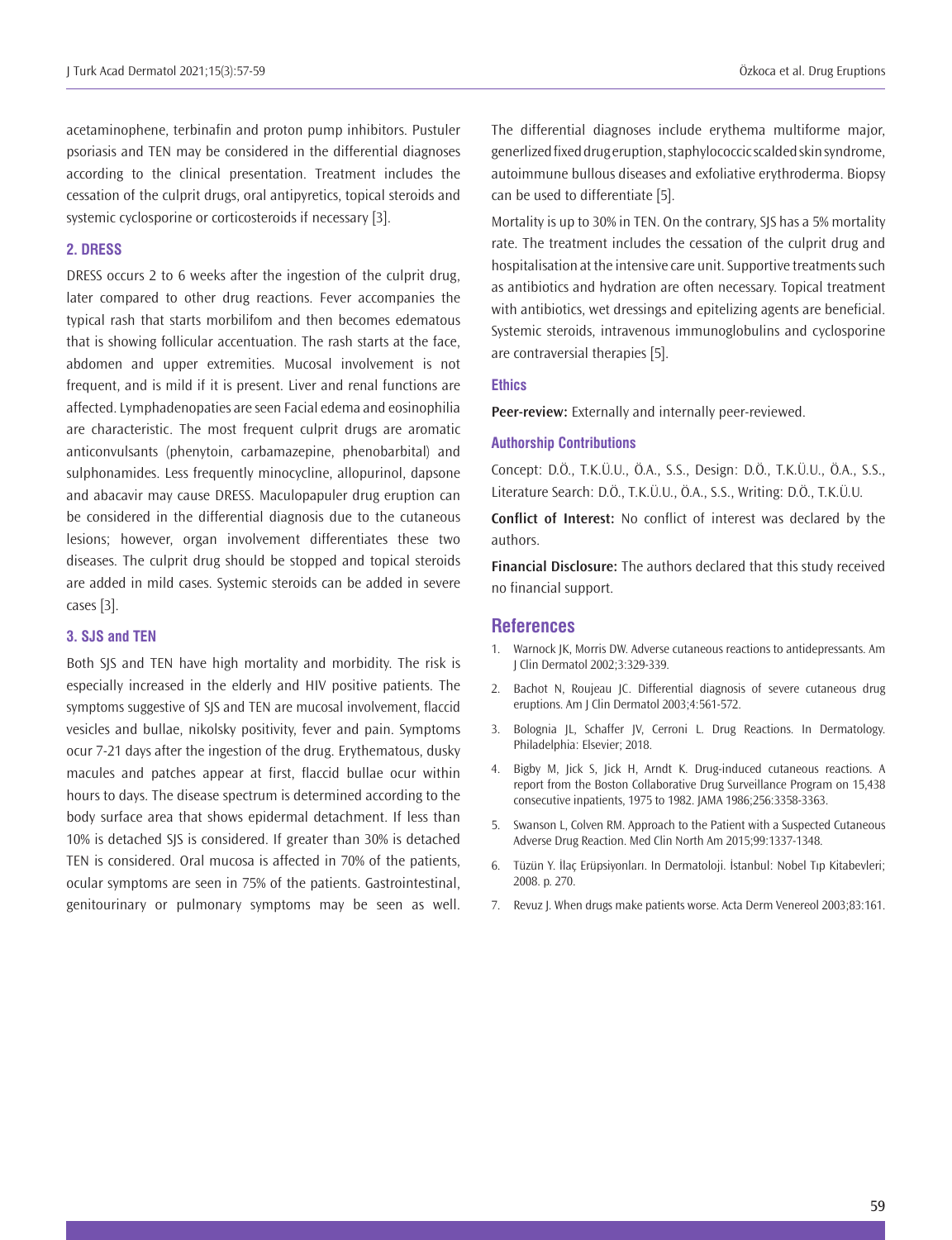acetaminophene, terbinafin and proton pump inhibitors. Pustuler psoriasis and TEN may be considered in the differential diagnoses according to the clinical presentation. Treatment includes the cessation of the culprit drugs, oral antipyretics, topical steroids and systemic cyclosporine or corticosteroids if necessary [3].

### 2. DRESS

DRESS occurs 2 to 6 weeks after the ingestion of the culprit drug, later compared to other drug reactions. Fever accompanies the typical rash that starts morbilifom and then becomes edematous that is showing follicular accentuation. The rash starts at the face, abdomen and upper extremities. Mucosal involvement is not frequent, and is mild if it is present. Liver and renal functions are affected. Lymphadenopaties are seen Facial edema and eosinophilia are characteristic. The most frequent culprit drugs are aromatic anticonvulsants (phenytoin, carbamazepine, phenobarbital) and sulphonamides. Less frequently minocycline, allopurinol, dapsone and abacavir may cause DRESS. Maculopapuler drug eruption can be considered in the differential diagnosis due to the cutaneous lesions; however, organ involvement differentiates these two diseases. The culprit drug should be stopped and topical steroids are added in mild cases. Systemic steroids can be added in severe cases [3].

### 3. SJS and TEN

Both SJS and TEN have high mortality and morbidity. The risk is especially increased in the elderly and HIV positive patients. The symptoms suggestive of SJS and TEN are mucosal involvement, flaccid vesicles and bullae, nikolsky positivity, fever and pain. Symptoms ocur 7-21 days after the ingestion of the drug. Erythematous, dusky macules and patches appear at first, flaccid bullae ocur within hours to days. The disease spectrum is determined according to the body surface area that shows epidermal detachment. If less than 10% is detached SJS is considered. If greater than 30% is detached TEN is considered. Oral mucosa is affected in 70% of the patients, ocular symptoms are seen in 75% of the patients. Gastrointestinal, genitourinary or pulmonary symptoms may be seen as well. The differential diagnoses include erythema multiforme major, generlized fixed drug eruption, staphylococcic scalded skin syndrome, autoimmune bullous diseases and exfoliative erythroderma. Biopsy can be used to differentiate [5].

Mortality is up to 30% in TEN. On the contrary, SJS has a 5% mortality rate. The treatment includes the cessation of the culprit drug and hospitalisation at the intensive care unit. Supportive treatments such as antibiotics and hydration are often necessary. Topical treatment with antibiotics, wet dressings and epitelizing agents are beneficial. Systemic steroids, intravenous immunoglobulins and cyclosporine are contraversial therapies [5].

### Ethics

**Peer-review:** Externally and internally peer-reviewed.

### Authorship Contributions

Concept: D.Ö., T.K.Ü.U., Ö.A., S.S., Design: D.Ö., T.K.Ü.U., Ö.A., S.S., Literature Search: D.Ö., T.K.Ü.U., Ö.A., S.S., Writing: D.Ö., T.K.Ü.U.

**Conflict of Interest:** No conflict of interest was declared by the authors.

**Financial Disclosure:** The authors declared that this study received no financial support.

## References

1. Warnock JK, Morris DW. Adverse cutaneous reactions to antidepressants. Am J Clin Dermatol 2002;3:329-339.
2. Bachot N, Roujeau JC. Differential diagnosis of severe cutaneous drug eruptions. Am J Clin Dermatol 2003;4:561-572.
3. Bolognia JL, Schaffer JV, Cerroni L. Drug Reactions. In Dermatology. Philadelphia: Elsevier; 2018.
4. Bigby M, Jick S, Jick H, Arndt K. Drug-induced cutaneous reactions. A report from the Boston Collaborative Drug Surveillance Program on 15,438 consecutive inpatients, 1975 to 1982. JAMA 1986;256:3358-3363.
5. Swanson L, Colven RM. Approach to the Patient with a Suspected Cutaneous Adverse Drug Reaction. Med Clin North Am 2015;99:1337-1348.
6. Tüzün Y. İlaç Erüpsiyonları. In Dermatoloji. İstanbul: Nobel Tıp Kitabevleri; 2008. p. 270.
7. Revuz J. When drugs make patients worse. Acta Derm Venereol 2003;83:161.